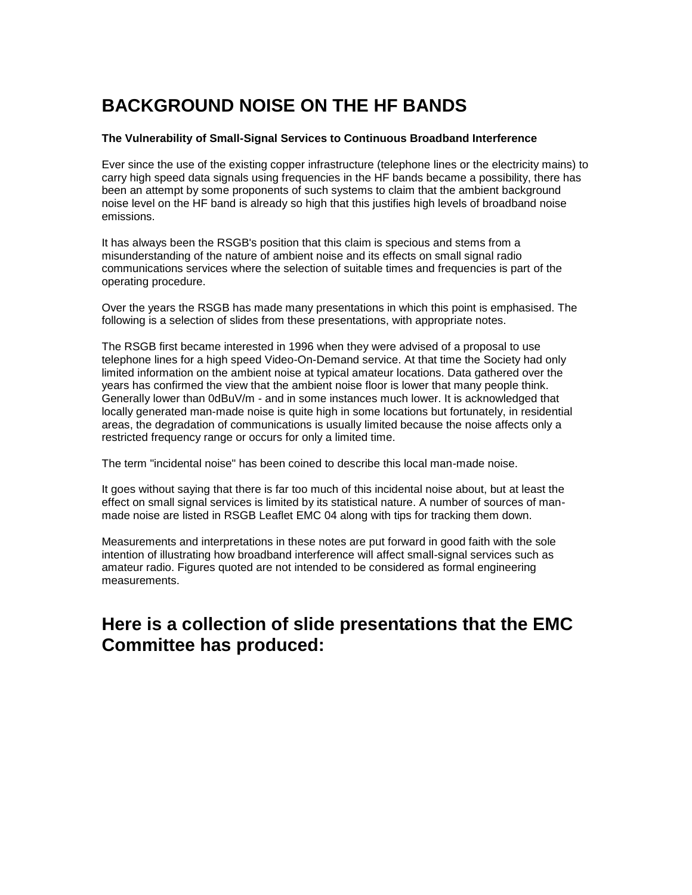# BACKGROUND NOISE ON THE HF BANDS

**The Vulnerability of Small-Signal Services to Continuous Broadband Interference**

Ever since the use of the existing copper infrastructure (telephone lines or the electricity mains) to carry high speed data signals using frequencies in the HF bands became a possibility, there has been an attempt by some proponents of such systems to claim that the ambient background noise level on the HF band is already so high that this justifies high levels of broadband noise emissions.

It has always been the RSGB's position that this claim is specious and stems from a misunderstanding of the nature of ambient noise and its effects on small signal radio communications services where the selection of suitable times and frequencies is part of the operating procedure.

Over the years the RSGB has made many presentations in which this point is emphasised. The following is a selection of slides from these presentations, with appropriate notes.

The RSGB first became interested in 1996 when they were advised of a proposal to use telephone lines for a high speed Video-On-Demand service. At that time the Society had only limited information on the ambient noise at typical amateur locations. Data gathered over the years has confirmed the view that the ambient noise floor is lower that many people think. Generally lower than 0dBuV/m - and in some instances much lower. It is acknowledged that locally generated man-made noise is quite high in some locations but fortunately, in residential areas, the degradation of communications is usually limited because the noise affects only a restricted frequency range or occurs for only a limited time.

The term "incidental noise" has been coined to describe this local man-made noise.

It goes without saying that there is far too much of this incidental noise about, but at least the effect on small signal services is limited by its statistical nature. A number of sources of man-made noise are listed in RSGB Leaflet EMC 04 along with tips for tracking them down.

Measurements and interpretations in these notes are put forward in good faith with the sole intention of illustrating how broadband interference will affect small-signal services such as amateur radio. Figures quoted are not intended to be considered as formal engineering measurements.

## Here is a collection of slide presentations that the EMC Committee has produced: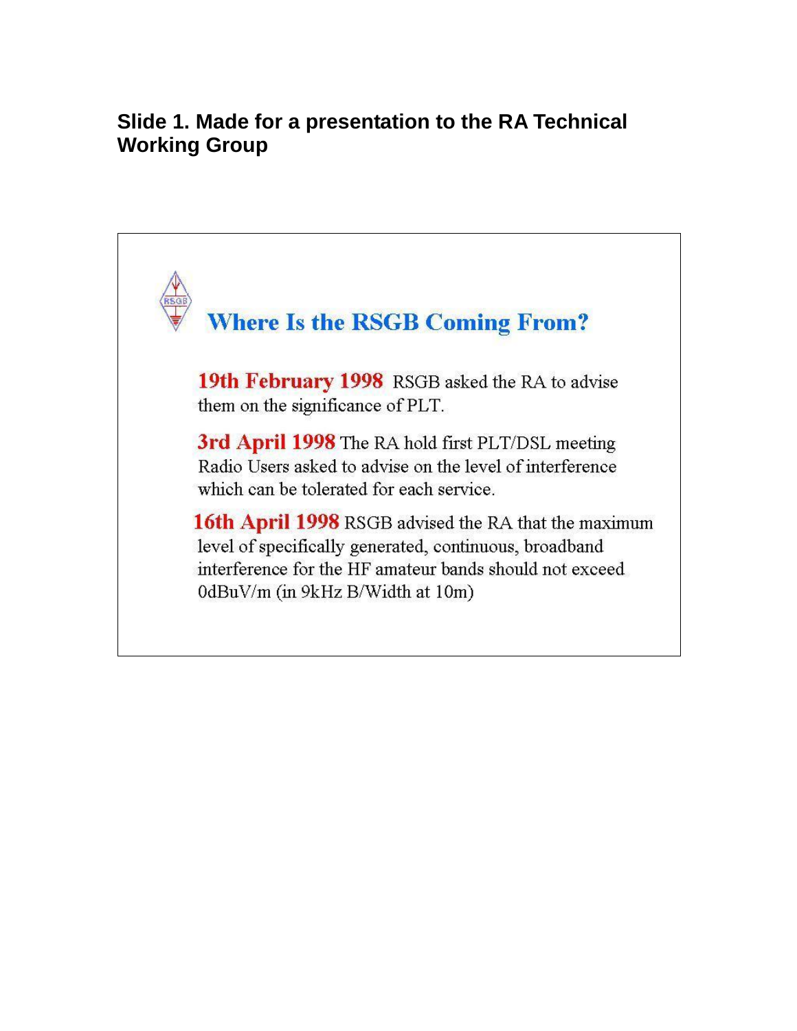**Slide 1. Made for a presentation to the RA Technical Working Group**

## Where Is the RSGB Coming From?

**19th February 1998** RSGB asked the RA to advise them on the significance of PLT.

**3rd April 1998** The RA hold first PLT/DSL meeting Radio Users asked to advise on the level of interference which can be tolerated for each service.

**16th April 1998** RSGB advised the RA that the maximum level of specifically generated, continuous, broadband interference for the HF amateur bands should not exceed 0dBuV/m (in 9kHz B/Width at 10m)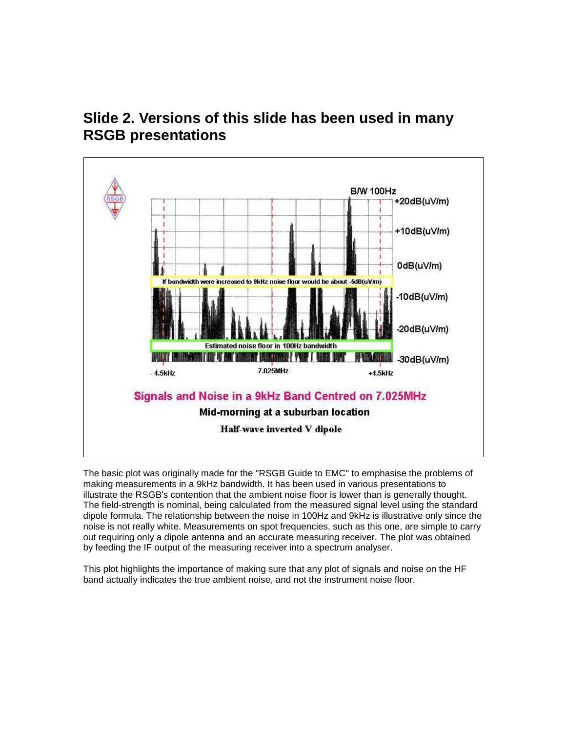## Slide 2. Versions of this slide has been used in many RSGB presentations

B/W 100Hz

+20dB(uV/m)

+10dB(uV/m)

0dB(uV/m)

If bandwidth were increased to 9kHz noise floor would be about -5dB(uV/m)

-10dB(uV/m)

-20dB(uV/m)

Estimated noise floor in 100Hz bandwidth

-30dB(uV/m)

- 4.5kHz 7.025MHz +4.5kHz

**Signals and Noise in a 9kHz Band Centred on 7.025MHz**

**Mid-morning at a suburban location**

**Half-wave inverted V dipole**

The basic plot was originally made for the "RSGB Guide to EMC" to emphasise the problems of making measurements in a 9kHz bandwidth. It has been used in various presentations to illustrate the RSGB's contention that the ambient noise floor is lower than is generally thought. The field-strength is nominal, being calculated from the measured signal level using the standard dipole formula. The relationship between the noise in 100Hz and 9kHz is illustrative only since the noise is not really white. Measurements on spot frequencies, such as this one, are simple to carry out requiring only a dipole antenna and an accurate measuring receiver. The plot was obtained by feeding the IF output of the measuring receiver into a spectrum analyser.

This plot highlights the importance of making sure that any plot of signals and noise on the HF band actually indicates the true ambient noise, and not the instrument noise floor.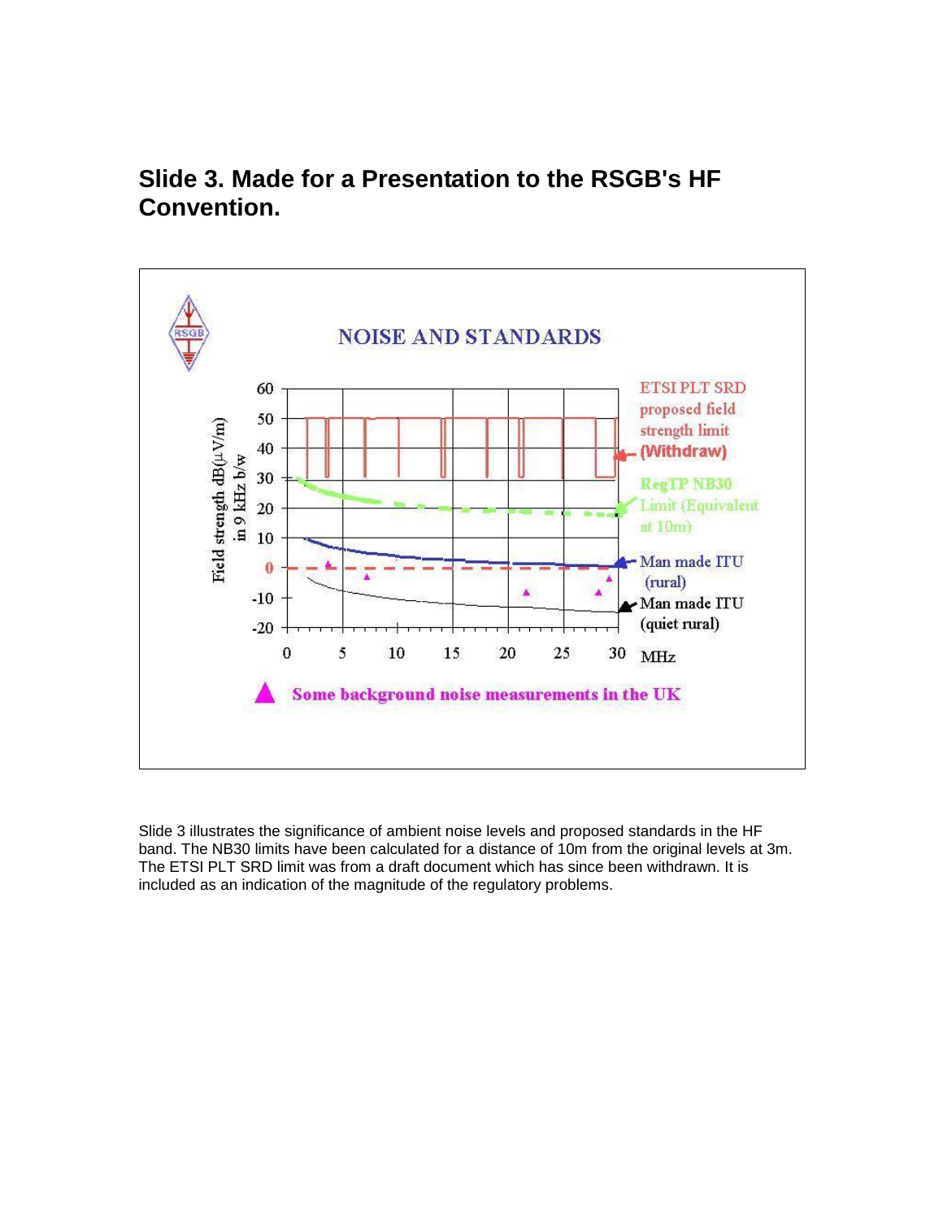## Slide 3. Made for a Presentation to the RSGB's HF Convention.

Slide 3 illustrates the significance of ambient noise levels and proposed standards in the HF band. The NB30 limits have been calculated for a distance of 10m from the original levels at 3m. The ETSI PLT SRD limit was from a draft document which has since been withdrawn. It is included as an indication of the magnitude of the regulatory problems.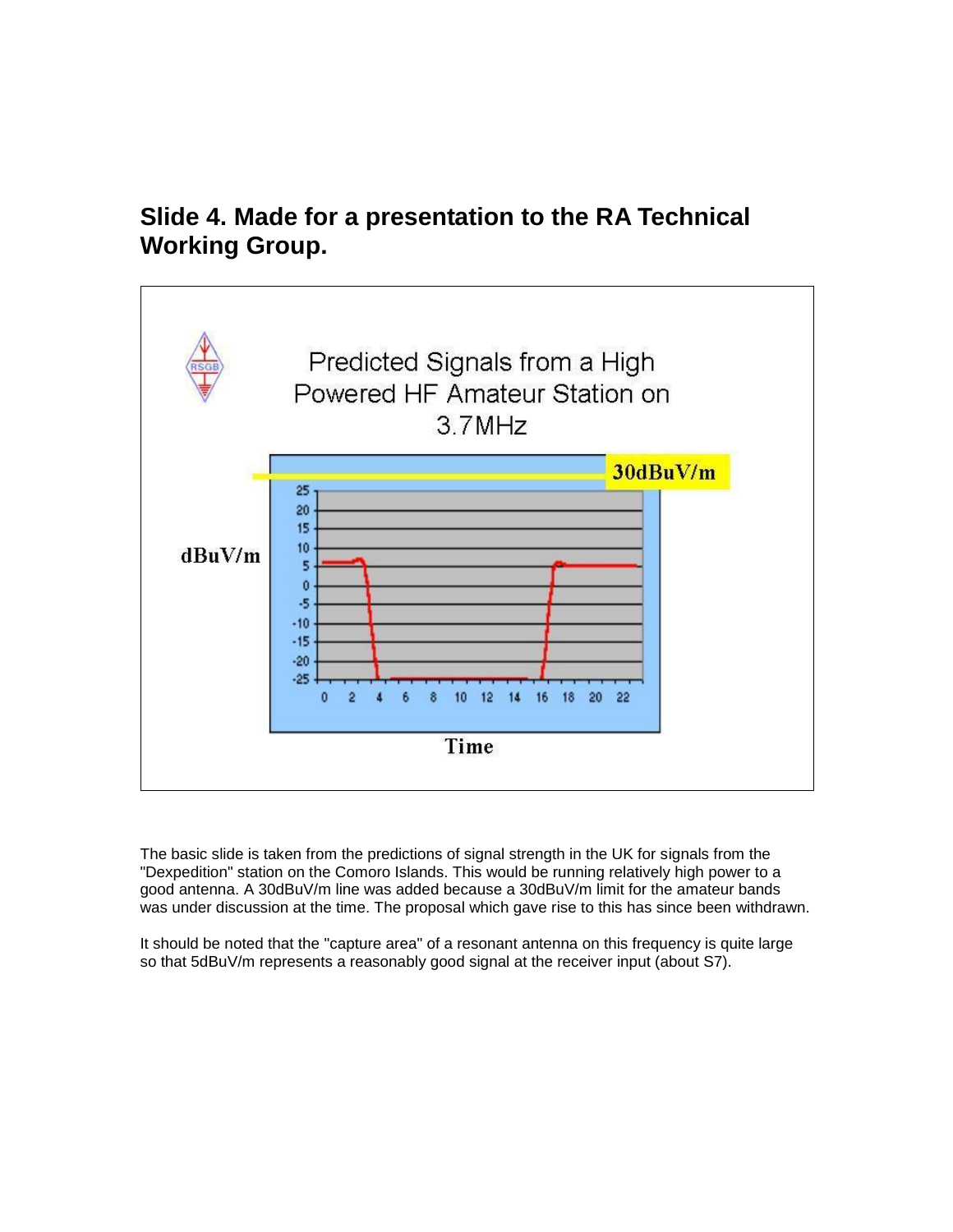## Slide 4. Made for a presentation to the RA Technical Working Group.

The basic slide is taken from the predictions of signal strength in the UK for signals from the "Dexpedition" station on the Comoro Islands. This would be running relatively high power to a good antenna. A 30dBuV/m line was added because a 30dBuV/m limit for the amateur bands was under discussion at the time. The proposal which gave rise to this has since been withdrawn.

It should be noted that the "capture area" of a resonant antenna on this frequency is quite large so that 5dBuV/m represents a reasonably good signal at the receiver input (about S7).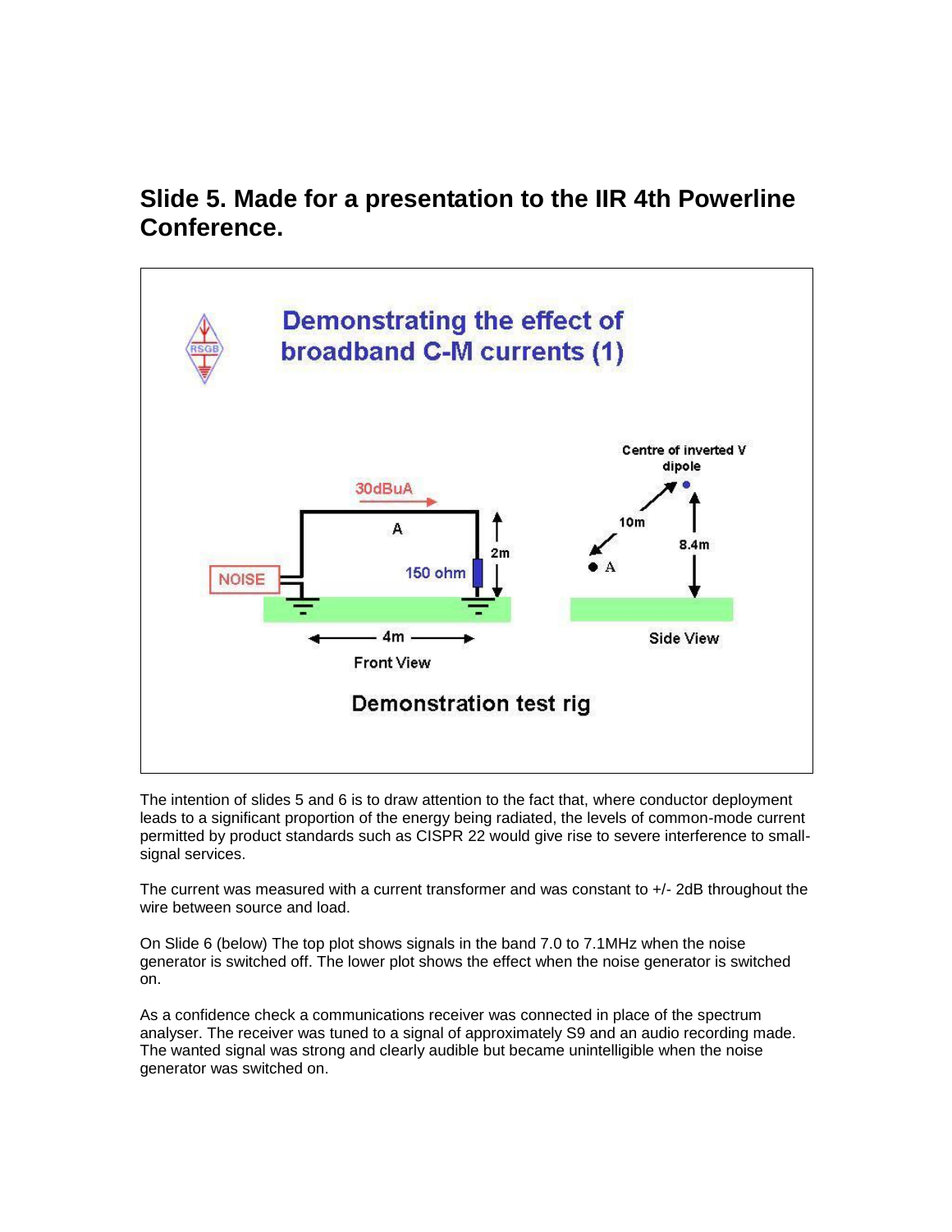## Slide 5. Made for a presentation to the IIR 4th Powerline Conference.

**Demonstrating the effect of broadband C-M currents (1)**

30dBuA

A

NOISE

150 ohm

2m

4m

Front View

Centre of inverted V dipole

10m

8.4m

A

Side View

**Demonstration test rig**

The intention of slides 5 and 6 is to draw attention to the fact that, where conductor deployment leads to a significant proportion of the energy being radiated, the levels of common-mode current permitted by product standards such as CISPR 22 would give rise to severe interference to small-signal services.

The current was measured with a current transformer and was constant to +/- 2dB throughout the wire between source and load.

On Slide 6 (below) The top plot shows signals in the band 7.0 to 7.1MHz when the noise generator is switched off. The lower plot shows the effect when the noise generator is switched on.

As a confidence check a communications receiver was connected in place of the spectrum analyser. The receiver was tuned to a signal of approximately S9 and an audio recording made. The wanted signal was strong and clearly audible but became unintelligible when the noise generator was switched on.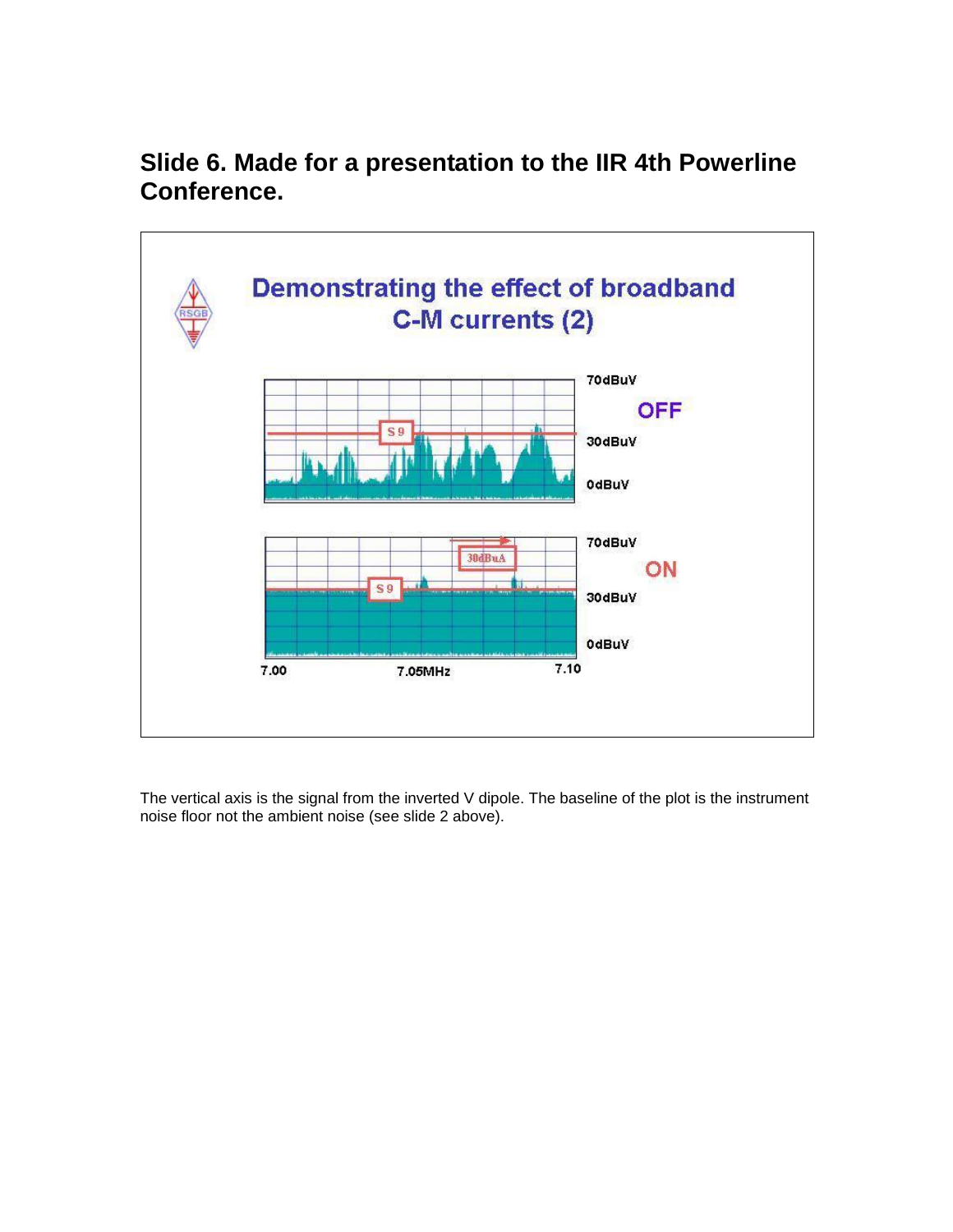## Slide 6. Made for a presentation to the IIR 4th Powerline Conference.

Demonstrating the effect of broadband C-M currents (2)

OFF

ON

70dBuV

30dBuV

0dBuV

S9

30dBuA

7.00 7.05MHz 7.10

The vertical axis is the signal from the inverted V dipole. The baseline of the plot is the instrument noise floor not the ambient noise (see slide 2 above).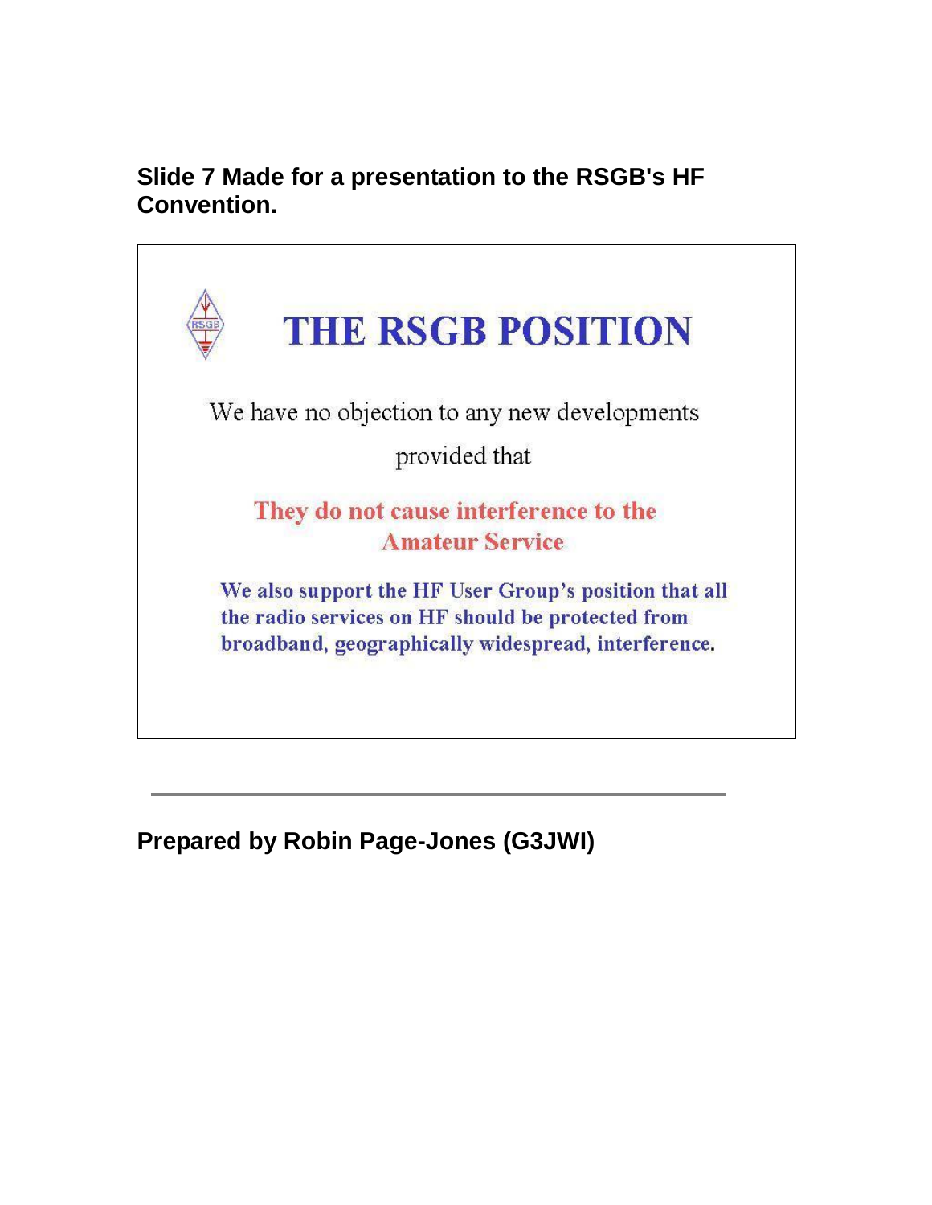**Slide 7 Made for a presentation to the RSGB's HF Convention.**

# THE RSGB POSITION

We have no objection to any new developments

provided that

**They do not cause interference to the Amateur Service**

**We also support the HF User Group's position that all the radio services on HF should be protected from broadband, geographically widespread, interference.**

---

**Prepared by Robin Page-Jones (G3JWI)**